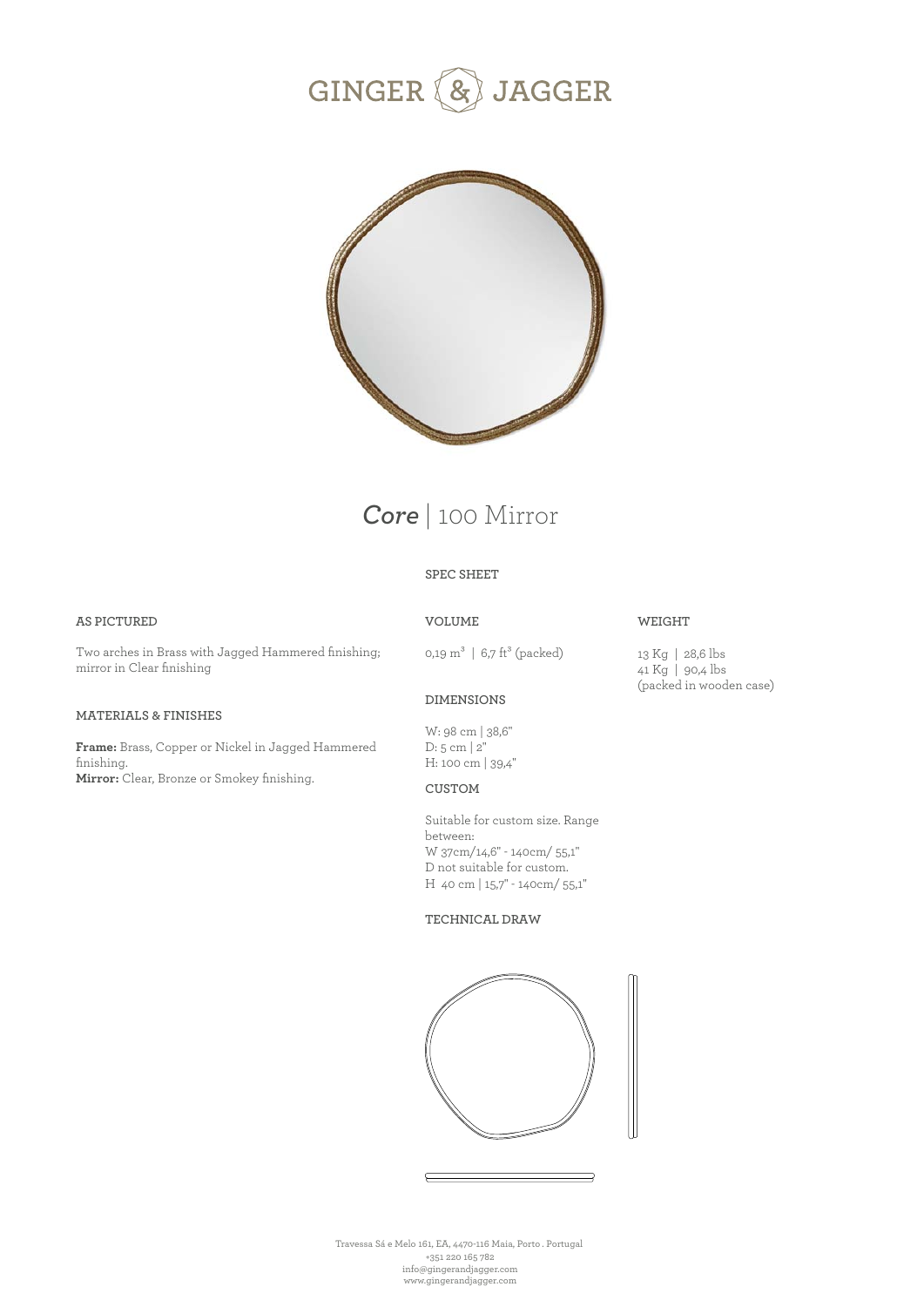# GINGER & JAGGER

## *Core* | 100 Mirror

SPEC SHEET

**AS PICTURED**

Two arches in Brass with Jagged Hammered finishing; mirror in Clear finishing

**MATERIALS & FINISHES**

**Frame:** Brass, Copper or Nickel in Jagged Hammered finishing.
**Mirror:** Clear, Bronze or Smokey finishing.

**VOLUME**

0,19 $m^3$ | 6,7 $ft^3$ (packed)

**DIMENSIONS**

W: 98 cm | 38,6"
D: 5 cm | 2"
H: 100 cm | 39,4"

**CUSTOM**

Suitable for custom size. Range between:
W 37cm/14,6" - 140cm/ 55,1"
D not suitable for custom.
H 40 cm | 15,7" - 140cm/ 55,1"

**TECHNICAL DRAW**

**WEIGHT**

13 Kg | 28,6 lbs
41 Kg | 90,4 lbs
(packed in wooden case)

Travessa Sá e Melo 161, EA, 4470-116 Maia, Porto . Portugal
+351 220 165 782
info@gingerandjagger.com
www.gingerandjagger.com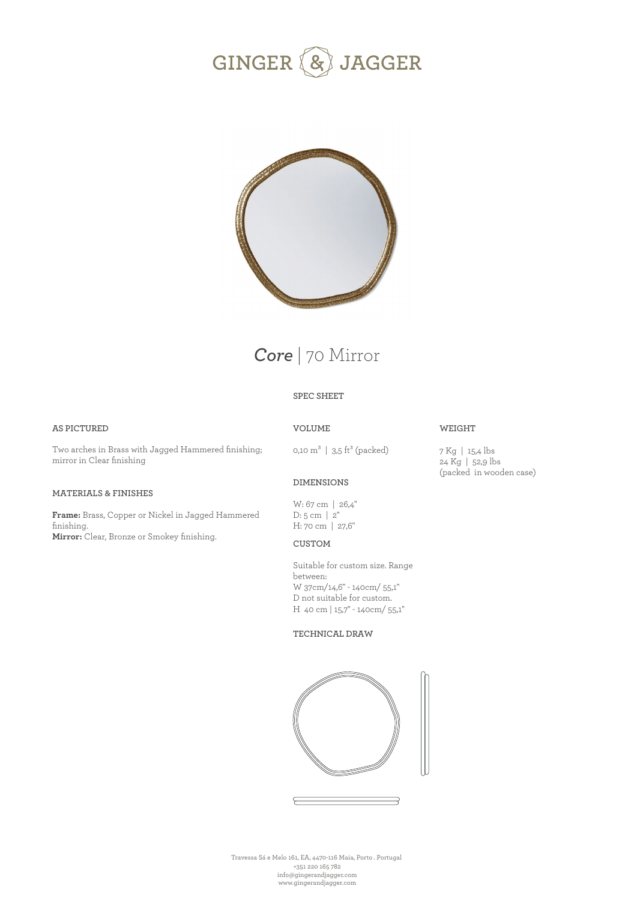# GINGER & JAGGER

## *Core* | 70 Mirror

### SPEC SHEET

**AS PICTURED**

Two arches in Brass with Jagged Hammered finishing; mirror in Clear finishing

**MATERIALS & FINISHES**

**Frame:** Brass, Copper or Nickel in Jagged Hammered finishing.
**Mirror:** Clear, Bronze or Smokey finishing.

**VOLUME**

0,10 $m^3$ | 3,5 $ft^3$ (packed)

**DIMENSIONS**

W: 67 cm | 26,4"
D: 5 cm | 2"
H: 70 cm | 27,6"

**CUSTOM**

Suitable for custom size. Range between:
W 37cm/14,6" - 140cm/ 55,1"
D not suitable for custom.
H 40 cm | 15,7" - 140cm/ 55,1"

**TECHNICAL DRAW**

**WEIGHT**

7 Kg | 15,4 lbs
24 Kg | 52,9 lbs
(packed in wooden case)

Travessa Sá e Melo 161, EA, 4470-116 Maia, Porto . Portugal
+351 220 165 782
info@gingerandjagger.com
www.gingerandjagger.com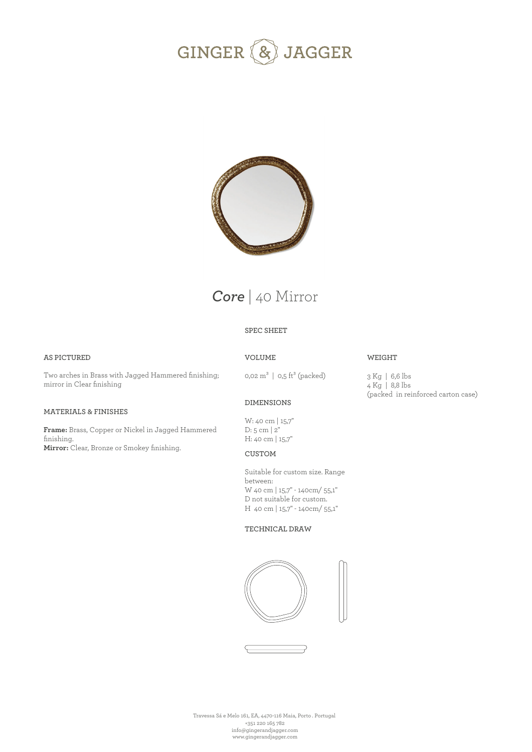# GINGER & JAGGER

## *Core* | 40 Mirror

### SPEC SHEET

### AS PICTURED

Two arches in Brass with Jagged Hammered finishing; mirror in Clear finishing

### MATERIALS & FINISHES

**Frame:** Brass, Copper or Nickel in Jagged Hammered finishing.
**Mirror:** Clear, Bronze or Smokey finishing.

### VOLUME

0,02 $m^3$ | 0,5 $ft^3$ (packed)

### DIMENSIONS

W: 40 cm | 15,7"
D: 5 cm | 2"
H: 40 cm | 15,7"

### CUSTOM

Suitable for custom size. Range between:
W 40 cm | 15,7" - 140cm/ 55,1"
D not suitable for custom.
H 40 cm | 15,7" - 140cm/ 55,1"

### TECHNICAL DRAW

### WEIGHT

3 Kg | 6,6 lbs
4 Kg | 8,8 lbs
(packed in reinforced carton case)

Travessa Sá e Melo 161, EA, 4470-116 Maia, Porto . Portugal
+351 220 165 782
info@gingerandjagger.com
www.gingerandjagger.com